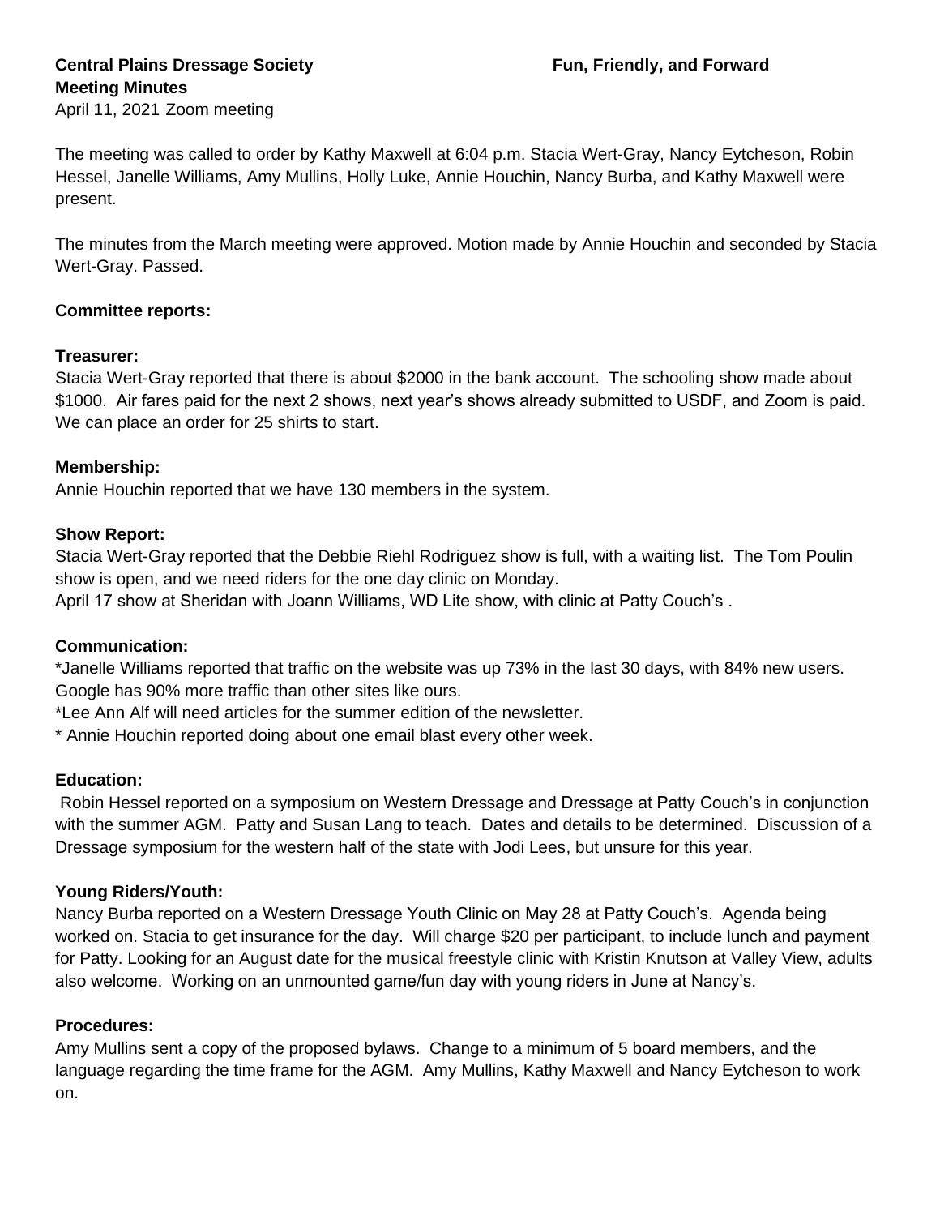**Central Plains Dressage Society** **Fun, Friendly, and Forward**

**Meeting Minutes**

April 11, 2021 Zoom meeting

The meeting was called to order by Kathy Maxwell at 6:04 p.m. Stacia Wert-Gray, Nancy Eytcheson, Robin Hessel, Janelle Williams, Amy Mullins, Holly Luke, Annie Houchin, Nancy Burba, and Kathy Maxwell were present.

The minutes from the March meeting were approved. Motion made by Annie Houchin and seconded by Stacia Wert-Gray. Passed.

**Committee reports:**

**Treasurer:**

Stacia Wert-Gray reported that there is about $2000 in the bank account. The schooling show made about $1000. Air fares paid for the next 2 shows, next year's shows already submitted to USDF, and Zoom is paid. We can place an order for 25 shirts to start.

**Membership:**

Annie Houchin reported that we have 130 members in the system.

**Show Report:**

Stacia Wert-Gray reported that the Debbie Riehl Rodriguez show is full, with a waiting list. The Tom Poulin show is open, and we need riders for the one day clinic on Monday.

April 17 show at Sheridan with Joann Williams, WD Lite show, with clinic at Patty Couch's .

**Communication:**

*Janelle Williams reported that traffic on the website was up 73% in the last 30 days, with 84% new users. Google has 90% more traffic than other sites like ours.

*Lee Ann Alf will need articles for the summer edition of the newsletter.

* Annie Houchin reported doing about one email blast every other week.

**Education:**

Robin Hessel reported on a symposium on Western Dressage and Dressage at Patty Couch's in conjunction with the summer AGM. Patty and Susan Lang to teach. Dates and details to be determined. Discussion of a Dressage symposium for the western half of the state with Jodi Lees, but unsure for this year.

**Young Riders/Youth:**

Nancy Burba reported on a Western Dressage Youth Clinic on May 28 at Patty Couch's. Agenda being worked on. Stacia to get insurance for the day. Will charge $20 per participant, to include lunch and payment for Patty. Looking for an August date for the musical freestyle clinic with Kristin Knutson at Valley View, adults also welcome. Working on an unmounted game/fun day with young riders in June at Nancy's.

**Procedures:**

Amy Mullins sent a copy of the proposed bylaws. Change to a minimum of 5 board members, and the language regarding the time frame for the AGM. Amy Mullins, Kathy Maxwell and Nancy Eytcheson to work on.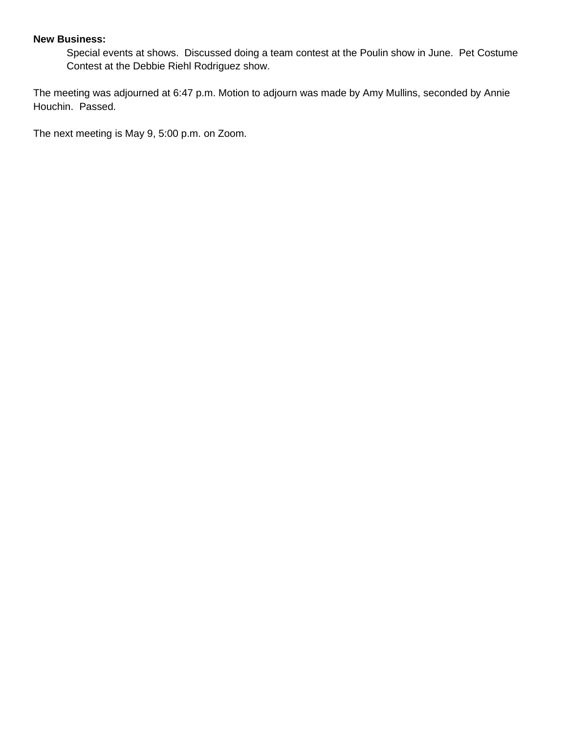**New Business:**

Special events at shows. Discussed doing a team contest at the Poulin show in June. Pet Costume Contest at the Debbie Riehl Rodriguez show.

The meeting was adjourned at 6:47 p.m. Motion to adjourn was made by Amy Mullins, seconded by Annie Houchin. Passed.

The next meeting is May 9, 5:00 p.m. on Zoom.